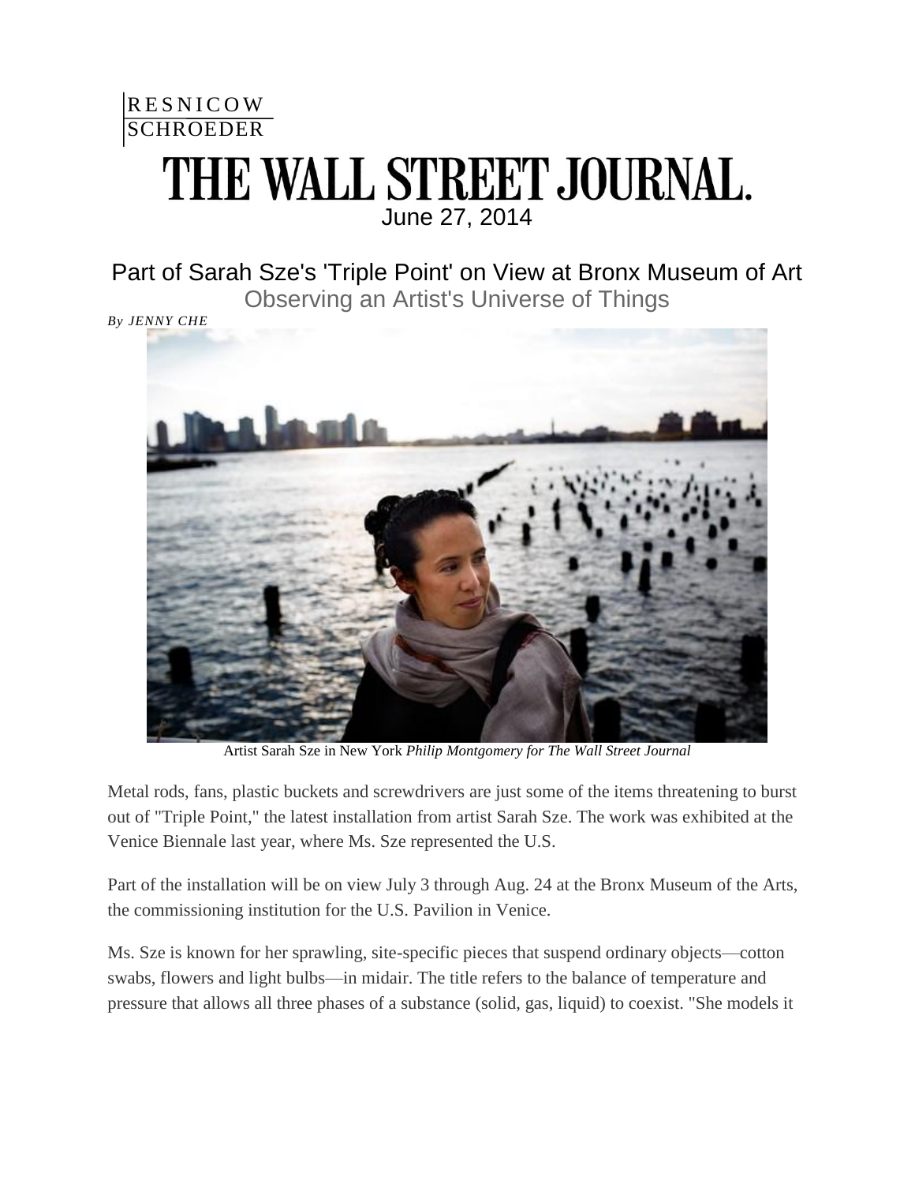RESNICOW SCHROEDER

# THE WALL STREET JOURNAL.

June 27, 2014

## Part of Sarah Sze's 'Triple Point' on View at Bronx Museum of Art

### Observing an Artist's Universe of Things

*By JENNY CHE*

Artist Sarah Sze in New York *Philip Montgomery for The Wall Street Journal*

Metal rods, fans, plastic buckets and screwdrivers are just some of the items threatening to burst out of "Triple Point," the latest installation from artist Sarah Sze. The work was exhibited at the Venice Biennale last year, where Ms. Sze represented the U.S.

Part of the installation will be on view July 3 through Aug. 24 at the Bronx Museum of the Arts, the commissioning institution for the U.S. Pavilion in Venice.

Ms. Sze is known for her sprawling, site-specific pieces that suspend ordinary objects—cotton swabs, flowers and light bulbs—in midair. The title refers to the balance of temperature and pressure that allows all three phases of a substance (solid, gas, liquid) to coexist. "She models it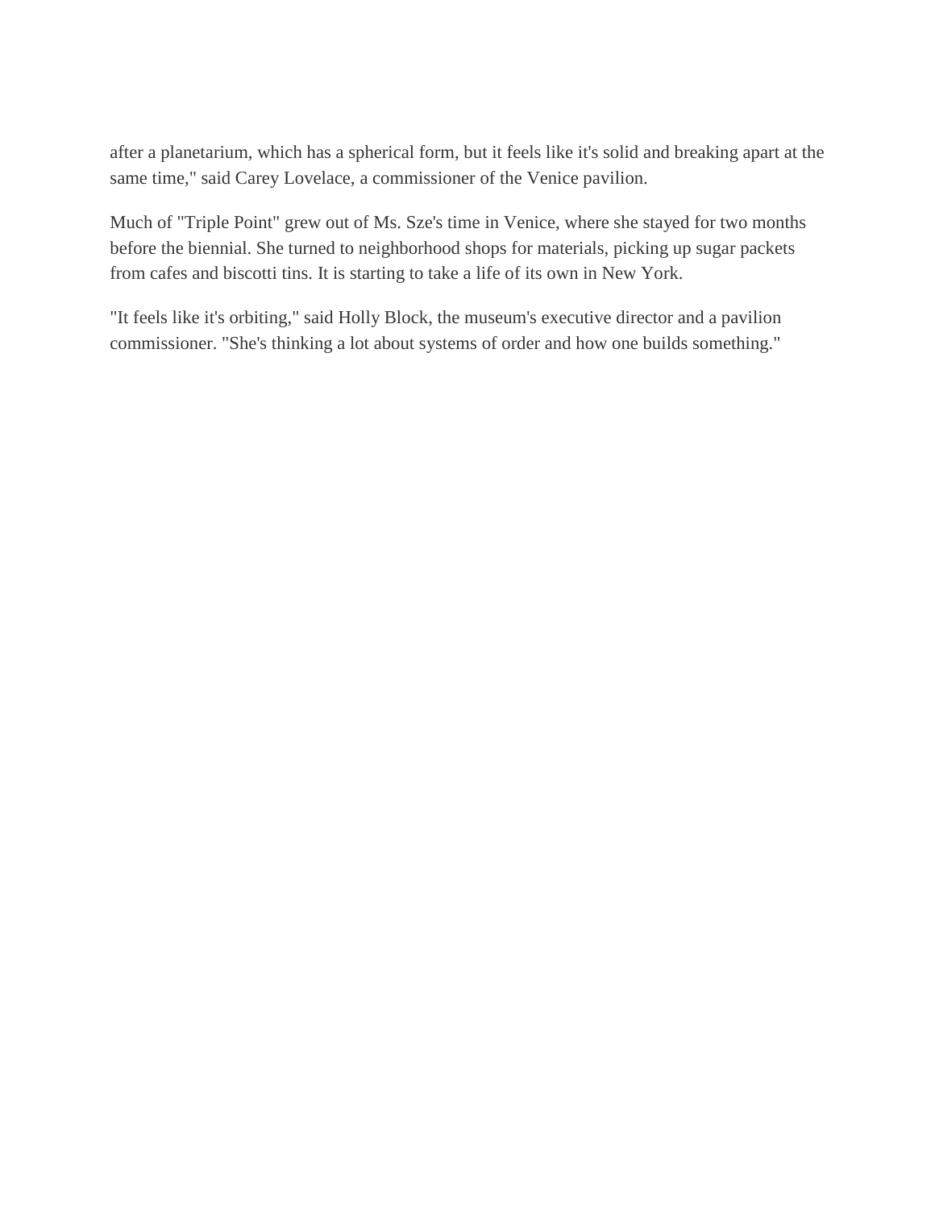after a planetarium, which has a spherical form, but it feels like it's solid and breaking apart at the same time," said Carey Lovelace, a commissioner of the Venice pavilion.

Much of "Triple Point" grew out of Ms. Sze's time in Venice, where she stayed for two months before the biennial. She turned to neighborhood shops for materials, picking up sugar packets from cafes and biscotti tins. It is starting to take a life of its own in New York.

"It feels like it's orbiting," said Holly Block, the museum's executive director and a pavilion commissioner. "She's thinking a lot about systems of order and how one builds something."